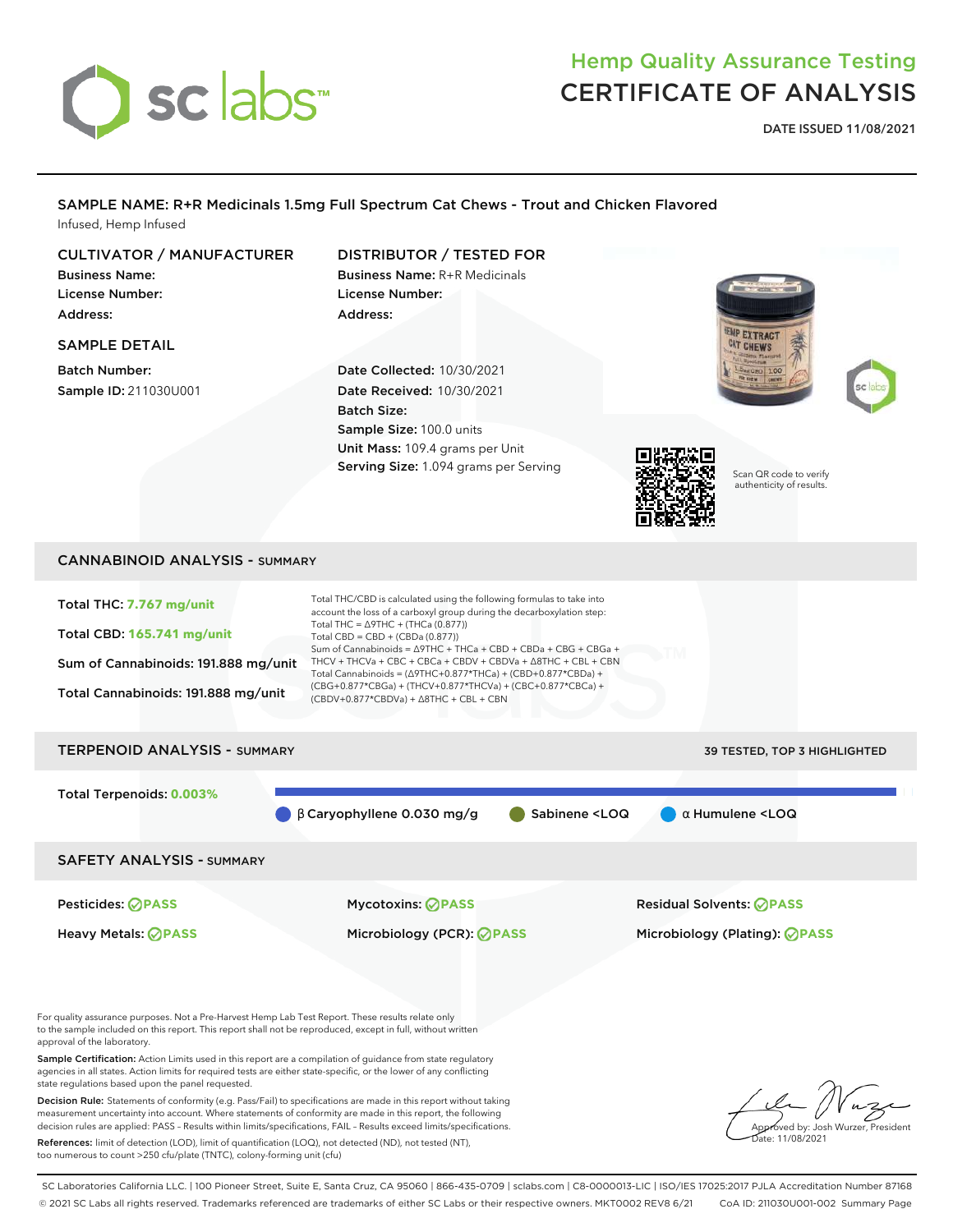# Hemp Quality Assurance Testing
# CERTIFICATE OF ANALYSIS

**DATE ISSUED 11/08/2021**

## SAMPLE NAME: R+R Medicinals 1.5mg Full Spectrum Cat Chews - Trout and Chicken Flavored

Infused, Hemp Infused

### CULTIVATOR / MANUFACTURER

**Business Name:**
**License Number:**
**Address:**

### DISTRIBUTOR / TESTED FOR

**Business Name:** R+R Medicinals
**License Number:**
**Address:**

### SAMPLE DETAIL

**Batch Number:**
**Sample ID:** 211030U001

**Date Collected:** 10/30/2021
**Date Received:** 10/30/2021
**Batch Size:**
**Sample Size:** 100.0 units
**Unit Mass:** 109.4 grams per Unit
**Serving Size:** 1.094 grams per Serving

Scan QR code to verify authenticity of results.

## CANNABINOID ANALYSIS - SUMMARY

Total THC: **7.767 mg/unit**

Total CBD: **165.741 mg/unit**

Sum of Cannabinoids: 191.888 mg/unit

Total Cannabinoids: 191.888 mg/unit

Total THC/CBD is calculated using the following formulas to take into account the loss of a carboxyl group during the decarboxylation step:
Total THC = Δ9THC + (THCa (0.877))
Total CBD = CBD + (CBDa (0.877))
Sum of Cannabinoids = Δ9THC + THCa + CBD + CBDa + CBG + CBGa + THCV + THCVa + CBC + CBCa + CBDV + CBDVa + Δ8THC + CBL + CBN
Total Cannabinoids = (Δ9THC+0.877*THCa) + (CBD+0.877*CBDa) + (CBG+0.877*CBGa) + (THCV+0.877*THCVa) + (CBC+0.877*CBCa) + (CBDV+0.877*CBDVa) + Δ8THC + CBL + CBN

## TERPENOID ANALYSIS - SUMMARY

39 TESTED, TOP 3 HIGHLIGHTED

Total Terpenoids: **0.003%**

β Caryophyllene 0.030 mg/g | Sabinene <LOQ | α Humulene <LOQ

## SAFETY ANALYSIS - SUMMARY

| | | |
|---|---|---|
| Pesticides: PASS | Mycotoxins: PASS | Residual Solvents: PASS |
| Heavy Metals: PASS | Microbiology (PCR): PASS | Microbiology (Plating): PASS |

For quality assurance purposes. Not a Pre-Harvest Hemp Lab Test Report. These results relate only to the sample included on this report. This report shall not be reproduced, except in full, without written approval of the laboratory.

**Sample Certification:** Action Limits used in this report are a compilation of guidance from state regulatory agencies in all states. Action limits for required tests are either state-specific, or the lower of any conflicting state regulations based upon the panel requested.

**Decision Rule:** Statements of conformity (e.g. Pass/Fail) to specifications are made in this report without taking measurement uncertainty into account. Where statements of conformity are made in this report, the following decision rules are applied: PASS – Results within limits/specifications, FAIL – Results exceed limits/specifications.

**References:** limit of detection (LOD), limit of quantification (LOQ), not detected (ND), not tested (NT), too numerous to count >250 cfu/plate (TNTC), colony-forming unit (cfu)

Approved by: Josh Wurzer, President
Date: 11/08/2021

SC Laboratories California LLC. | 100 Pioneer Street, Suite E, Santa Cruz, CA 95060 | 866-435-0709 | sclabs.com | C8-0000013-LIC | ISO/IES 17025:2017 PJLA Accreditation Number 87168
© 2021 SC Labs all rights reserved. Trademarks referenced are trademarks of either SC Labs or their respective owners. MKT0002 REV8 6/21 CoA ID: 211030U001-002 Summary Page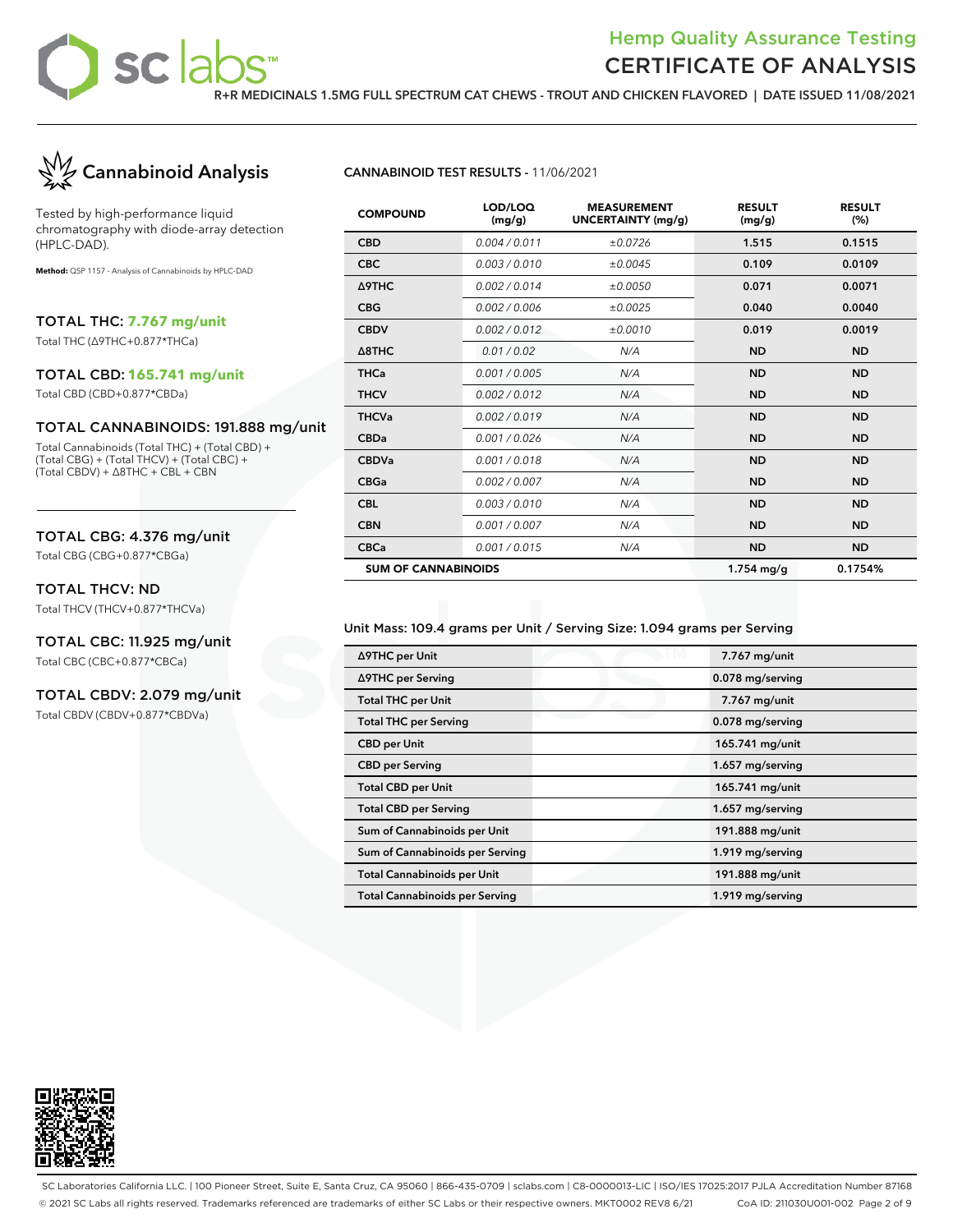# Hemp Quality Assurance Testing
# CERTIFICATE OF ANALYSIS

**R+R MEDICINALS 1.5MG FULL SPECTRUM CAT CHEWS - TROUT AND CHICKEN FLAVORED | DATE ISSUED 11/08/2021**

## Cannabinoid Analysis

Tested by high-performance liquid chromatography with diode-array detection (HPLC-DAD).

**Method:** QSP 1157 - Analysis of Cannabinoids by HPLC-DAD

### TOTAL THC: 7.767 mg/unit
Total THC (Δ9THC+0.877*THCa)

### TOTAL CBD: 165.741 mg/unit
Total CBD (CBD+0.877*CBDa)

### TOTAL CANNABINOIDS: 191.888 mg/unit
Total Cannabinoids (Total THC) + (Total CBD) + (Total CBG) + (Total THCV) + (Total CBC) + (Total CBDV) + Δ8THC + CBL + CBN

### TOTAL CBG: 4.376 mg/unit
Total CBG (CBG+0.877*CBGa)

### TOTAL THCV: ND
Total THCV (THCV+0.877*THCVa)

### TOTAL CBC: 11.925 mg/unit
Total CBC (CBC+0.877*CBCa)

### TOTAL CBDV: 2.079 mg/unit
Total CBDV (CBDV+0.877*CBDVa)

**CANNABINOID TEST RESULTS** - 11/06/2021

| COMPOUND | LOD/LOQ (mg/g) | MEASUREMENT UNCERTAINTY (mg/g) | RESULT (mg/g) | RESULT (%) |
|---|---|---|---|---|
| CBD | 0.004 / 0.011 | ±0.0726 | 1.515 | 0.1515 |
| CBC | 0.003 / 0.010 | ±0.0045 | 0.109 | 0.0109 |
| Δ9THC | 0.002 / 0.014 | ±0.0050 | 0.071 | 0.0071 |
| CBG | 0.002 / 0.006 | ±0.0025 | 0.040 | 0.0040 |
| CBDV | 0.002 / 0.012 | ±0.0010 | 0.019 | 0.0019 |
| Δ8THC | 0.01 / 0.02 | N/A | ND | ND |
| THCa | 0.001 / 0.005 | N/A | ND | ND |
| THCV | 0.002 / 0.012 | N/A | ND | ND |
| THCVa | 0.002 / 0.019 | N/A | ND | ND |
| CBDa | 0.001 / 0.026 | N/A | ND | ND |
| CBDVa | 0.001 / 0.018 | N/A | ND | ND |
| CBGa | 0.002 / 0.007 | N/A | ND | ND |
| CBL | 0.003 / 0.010 | N/A | ND | ND |
| CBN | 0.001 / 0.007 | N/A | ND | ND |
| CBCa | 0.001 / 0.015 | N/A | ND | ND |
| **SUM OF CANNABINOIDS** | | | 1.754 mg/g | 0.1754% |

Unit Mass: 109.4 grams per Unit / Serving Size: 1.094 grams per Serving

| | |
|---|---|
| Δ9THC per Unit | 7.767 mg/unit |
| Δ9THC per Serving | 0.078 mg/serving |
| Total THC per Unit | 7.767 mg/unit |
| Total THC per Serving | 0.078 mg/serving |
| CBD per Unit | 165.741 mg/unit |
| CBD per Serving | 1.657 mg/serving |
| Total CBD per Unit | 165.741 mg/unit |
| Total CBD per Serving | 1.657 mg/serving |
| Sum of Cannabinoids per Unit | 191.888 mg/unit |
| Sum of Cannabinoids per Serving | 1.919 mg/serving |
| Total Cannabinoids per Unit | 191.888 mg/unit |
| Total Cannabinoids per Serving | 1.919 mg/serving |

SC Laboratories California LLC. | 100 Pioneer Street, Suite E, Santa Cruz, CA 95060 | 866-435-0709 | sclabs.com | C8-0000013-LIC | ISO/IES 17025:2017 PJLA Accreditation Number 87168
© 2021 SC Labs all rights reserved. Trademarks referenced are trademarks of either SC Labs or their respective owners. MKT0002 REV8 6/21 CoA ID: 211030U001-002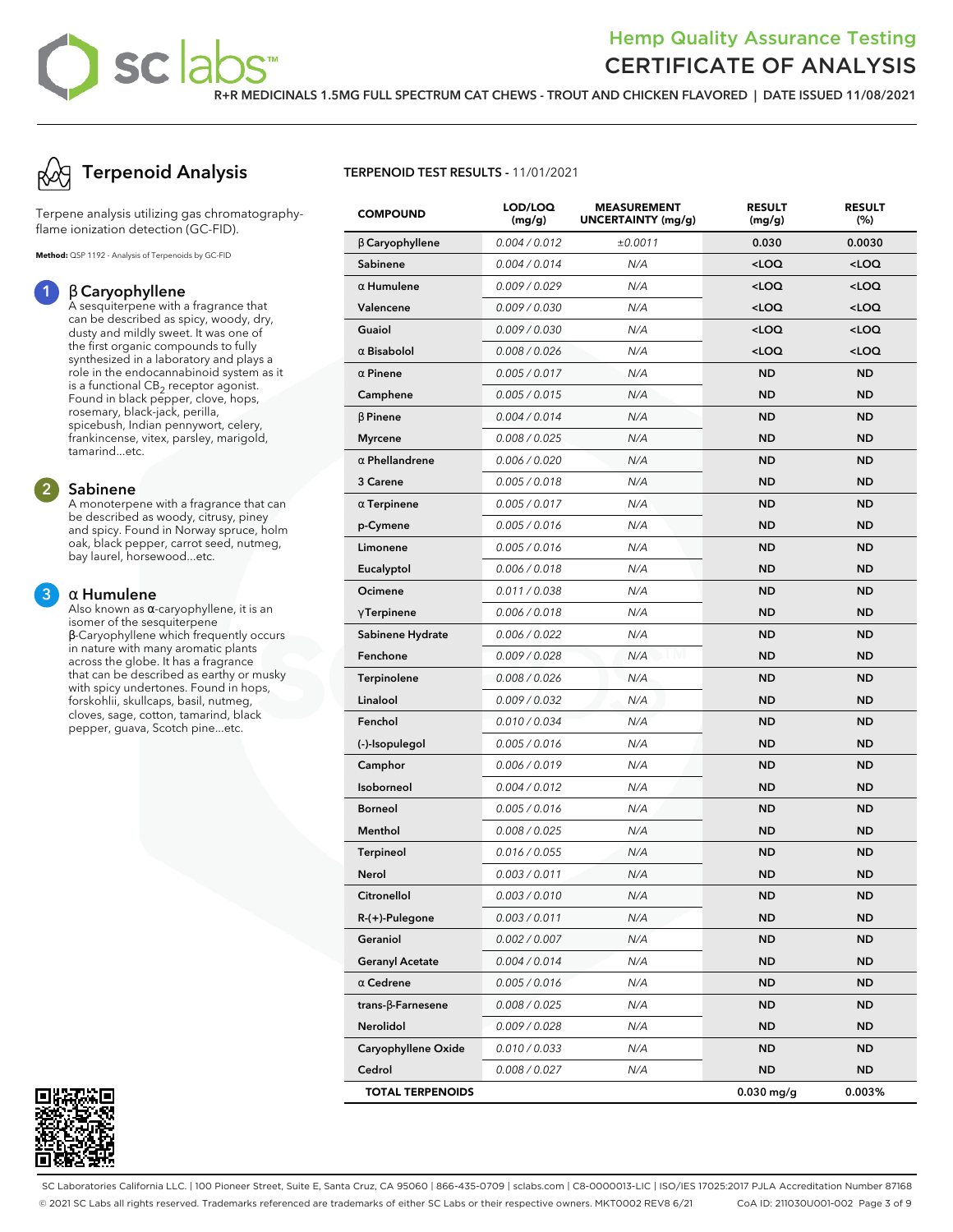# Hemp Quality Assurance Testing
# CERTIFICATE OF ANALYSIS

R+R MEDICINALS 1.5MG FULL SPECTRUM CAT CHEWS - TROUT AND CHICKEN FLAVORED | DATE ISSUED 11/08/2021

## Terpenoid Analysis

Terpene analysis utilizing gas chromatography-flame ionization detection (GC-FID).

**Method:** QSP 1192 - Analysis of Terpenoids by GC-FID

### 1 β Caryophyllene

A sesquiterpene with a fragrance that can be described as spicy, woody, dry, dusty and mildly sweet. It was one of the first organic compounds to fully synthesized in a laboratory and plays a role in the endocannabinoid system as it is a functional $CB_2$ receptor agonist. Found in black pepper, clove, hops, rosemary, black-jack, perilla, spicebush, Indian pennywort, celery, frankincense, vitex, parsley, marigold, tamarind...etc.

### 2 Sabinene

A monoterpene with a fragrance that can be described as woody, citrusy, piney and spicy. Found in Norway spruce, holm oak, black pepper, carrot seed, nutmeg, bay laurel, horsewood...etc.

### 3 α Humulene

Also known as α-caryophyllene, it is an isomer of the sesquiterpene β-Caryophyllene which frequently occurs in nature with many aromatic plants across the globe. It has a fragrance that can be described as earthy or musky with spicy undertones. Found in hops, forskohlii, skullcaps, basil, nutmeg, cloves, sage, cotton, tamarind, black pepper, guava, Scotch pine...etc.

**TERPENOID TEST RESULTS** - 11/01/2021

| COMPOUND | LOD/LOQ (mg/g) | MEASUREMENT UNCERTAINTY (mg/g) | RESULT (mg/g) | RESULT (%) |
|---|---|---|---|---|
| β Caryophyllene | 0.004 / 0.012 | ±0.0011 | 0.030 | 0.0030 |
| Sabinene | 0.004 / 0.014 | N/A | <LOQ | <LOQ |
| α Humulene | 0.009 / 0.029 | N/A | <LOQ | <LOQ |
| Valencene | 0.009 / 0.030 | N/A | <LOQ | <LOQ |
| Guaiol | 0.009 / 0.030 | N/A | <LOQ | <LOQ |
| α Bisabolol | 0.008 / 0.026 | N/A | <LOQ | <LOQ |
| α Pinene | 0.005 / 0.017 | N/A | ND | ND |
| Camphene | 0.005 / 0.015 | N/A | ND | ND |
| β Pinene | 0.004 / 0.014 | N/A | ND | ND |
| Myrcene | 0.008 / 0.025 | N/A | ND | ND |
| α Phellandrene | 0.006 / 0.020 | N/A | ND | ND |
| 3 Carene | 0.005 / 0.018 | N/A | ND | ND |
| α Terpinene | 0.005 / 0.017 | N/A | ND | ND |
| p-Cymene | 0.005 / 0.016 | N/A | ND | ND |
| Limonene | 0.005 / 0.016 | N/A | ND | ND |
| Eucalyptol | 0.006 / 0.018 | N/A | ND | ND |
| Ocimene | 0.011 / 0.038 | N/A | ND | ND |
| γ Terpinene | 0.006 / 0.018 | N/A | ND | ND |
| Sabinene Hydrate | 0.006 / 0.022 | N/A | ND | ND |
| Fenchone | 0.009 / 0.028 | N/A | ND | ND |
| Terpinolene | 0.008 / 0.026 | N/A | ND | ND |
| Linalool | 0.009 / 0.032 | N/A | ND | ND |
| Fenchol | 0.010 / 0.034 | N/A | ND | ND |
| (-)-Isopulegol | 0.005 / 0.016 | N/A | ND | ND |
| Camphor | 0.006 / 0.019 | N/A | ND | ND |
| Isoborneol | 0.004 / 0.012 | N/A | ND | ND |
| Borneol | 0.005 / 0.016 | N/A | ND | ND |
| Menthol | 0.008 / 0.025 | N/A | ND | ND |
| Terpineol | 0.016 / 0.055 | N/A | ND | ND |
| Nerol | 0.003 / 0.011 | N/A | ND | ND |
| Citronellol | 0.003 / 0.010 | N/A | ND | ND |
| R-(+)-Pulegone | 0.003 / 0.011 | N/A | ND | ND |
| Geraniol | 0.002 / 0.007 | N/A | ND | ND |
| Geranyl Acetate | 0.004 / 0.014 | N/A | ND | ND |
| α Cedrene | 0.005 / 0.016 | N/A | ND | ND |
| trans-β-Farnesene | 0.008 / 0.025 | N/A | ND | ND |
| Nerolidol | 0.009 / 0.028 | N/A | ND | ND |
| Caryophyllene Oxide | 0.010 / 0.033 | N/A | ND | ND |
| Cedrol | 0.008 / 0.027 | N/A | ND | ND |
| **TOTAL TERPENOIDS** | | | 0.030 mg/g | 0.003% |

SC Laboratories California LLC. | 100 Pioneer Street, Suite E, Santa Cruz, CA 95060 | 866-435-0709 | sclabs.com | C8-0000013-LIC | ISO/IES 17025:2017 PJLA Accreditation Number 87168
© 2021 SC Labs all rights reserved. Trademarks referenced are trademarks of either SC Labs or their respective owners. MKT0002 REV8 6/21 CoA ID: 211030U001-002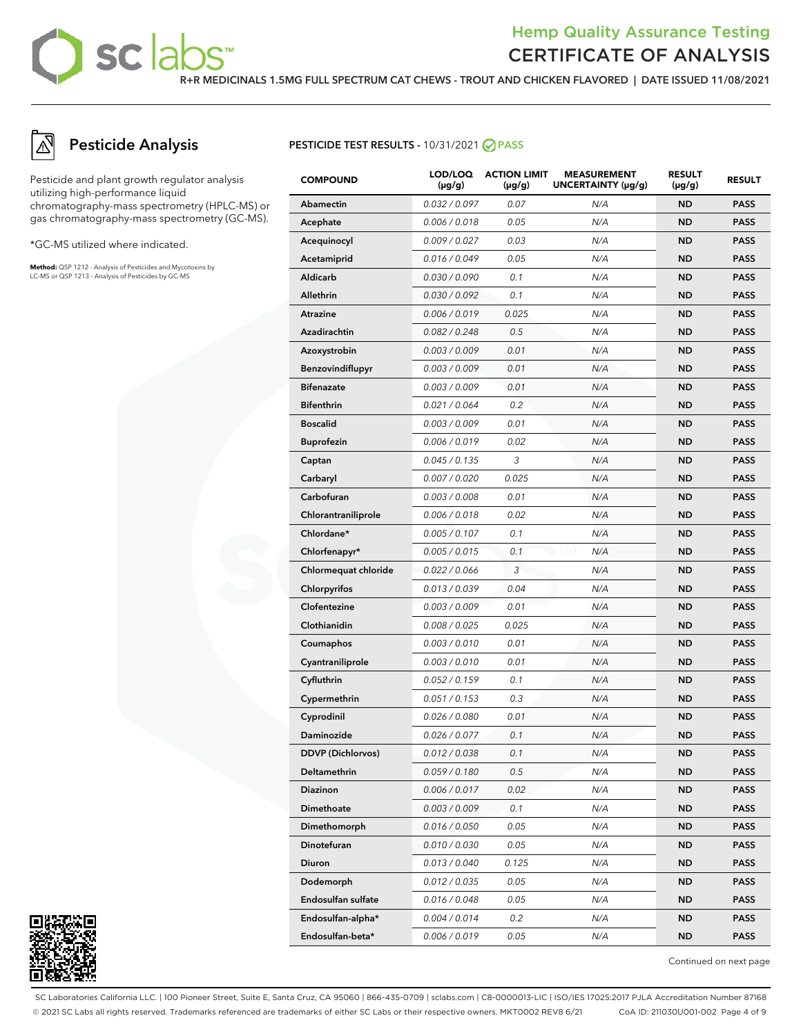# Pesticide Analysis

Pesticide and plant growth regulator analysis utilizing high-performance liquid chromatography-mass spectrometry (HPLC-MS) or gas chromatography-mass spectrometry (GC-MS).

*GC-MS utilized where indicated.

**Method:** QSP 1212 - Analysis of Pesticides and Mycotoxins by LC-MS or QSP 1213 - Analysis of Pesticides by GC-MS

**PESTICIDE TEST RESULTS** - 10/31/2021 PASS

| COMPOUND | LOD/LOQ (μg/g) | ACTION LIMIT (μg/g) | MEASUREMENT UNCERTAINTY (μg/g) | RESULT (μg/g) | RESULT |
|---|---|---|---|---|---|
| Abamectin | 0.032 / 0.097 | 0.07 | N/A | ND | PASS |
| Acephate | 0.006 / 0.018 | 0.05 | N/A | ND | PASS |
| Acequinocyl | 0.009 / 0.027 | 0.03 | N/A | ND | PASS |
| Acetamiprid | 0.016 / 0.049 | 0.05 | N/A | ND | PASS |
| Aldicarb | 0.030 / 0.090 | 0.1 | N/A | ND | PASS |
| Allethrin | 0.030 / 0.092 | 0.1 | N/A | ND | PASS |
| Atrazine | 0.006 / 0.019 | 0.025 | N/A | ND | PASS |
| Azadirachtin | 0.082 / 0.248 | 0.5 | N/A | ND | PASS |
| Azoxystrobin | 0.003 / 0.009 | 0.01 | N/A | ND | PASS |
| Benzovindiflupyr | 0.003 / 0.009 | 0.01 | N/A | ND | PASS |
| Bifenazate | 0.003 / 0.009 | 0.01 | N/A | ND | PASS |
| Bifenthrin | 0.021 / 0.064 | 0.2 | N/A | ND | PASS |
| Boscalid | 0.003 / 0.009 | 0.01 | N/A | ND | PASS |
| Buprofezin | 0.006 / 0.019 | 0.02 | N/A | ND | PASS |
| Captan | 0.045 / 0.135 | 3 | N/A | ND | PASS |
| Carbaryl | 0.007 / 0.020 | 0.025 | N/A | ND | PASS |
| Carbofuran | 0.003 / 0.008 | 0.01 | N/A | ND | PASS |
| Chlorantraniliprole | 0.006 / 0.018 | 0.02 | N/A | ND | PASS |
| Chlordane* | 0.005 / 0.107 | 0.1 | N/A | ND | PASS |
| Chlorfenapyr* | 0.005 / 0.015 | 0.1 | N/A | ND | PASS |
| Chlormequat chloride | 0.022 / 0.066 | 3 | N/A | ND | PASS |
| Chlorpyrifos | 0.013 / 0.039 | 0.04 | N/A | ND | PASS |
| Clofentezine | 0.003 / 0.009 | 0.01 | N/A | ND | PASS |
| Clothianidin | 0.008 / 0.025 | 0.025 | N/A | ND | PASS |
| Coumaphos | 0.003 / 0.010 | 0.01 | N/A | ND | PASS |
| Cyantraniliprole | 0.003 / 0.010 | 0.01 | N/A | ND | PASS |
| Cyfluthrin | 0.052 / 0.159 | 0.1 | N/A | ND | PASS |
| Cypermethrin | 0.051 / 0.153 | 0.3 | N/A | ND | PASS |
| Cyprodinil | 0.026 / 0.080 | 0.01 | N/A | ND | PASS |
| Daminozide | 0.026 / 0.077 | 0.1 | N/A | ND | PASS |
| DDVP (Dichlorvos) | 0.012 / 0.038 | 0.1 | N/A | ND | PASS |
| Deltamethrin | 0.059 / 0.180 | 0.5 | N/A | ND | PASS |
| Diazinon | 0.006 / 0.017 | 0.02 | N/A | ND | PASS |
| Dimethoate | 0.003 / 0.009 | 0.1 | N/A | ND | PASS |
| Dimethomorph | 0.016 / 0.050 | 0.05 | N/A | ND | PASS |
| Dinotefuran | 0.010 / 0.030 | 0.05 | N/A | ND | PASS |
| Diuron | 0.013 / 0.040 | 0.125 | N/A | ND | PASS |
| Dodemorph | 0.012 / 0.035 | 0.05 | N/A | ND | PASS |
| Endosulfan sulfate | 0.016 / 0.048 | 0.05 | N/A | ND | PASS |
| Endosulfan-alpha* | 0.004 / 0.014 | 0.2 | N/A | ND | PASS |
| Endosulfan-beta* | 0.006 / 0.019 | 0.05 | N/A | ND | PASS |

Continued on next page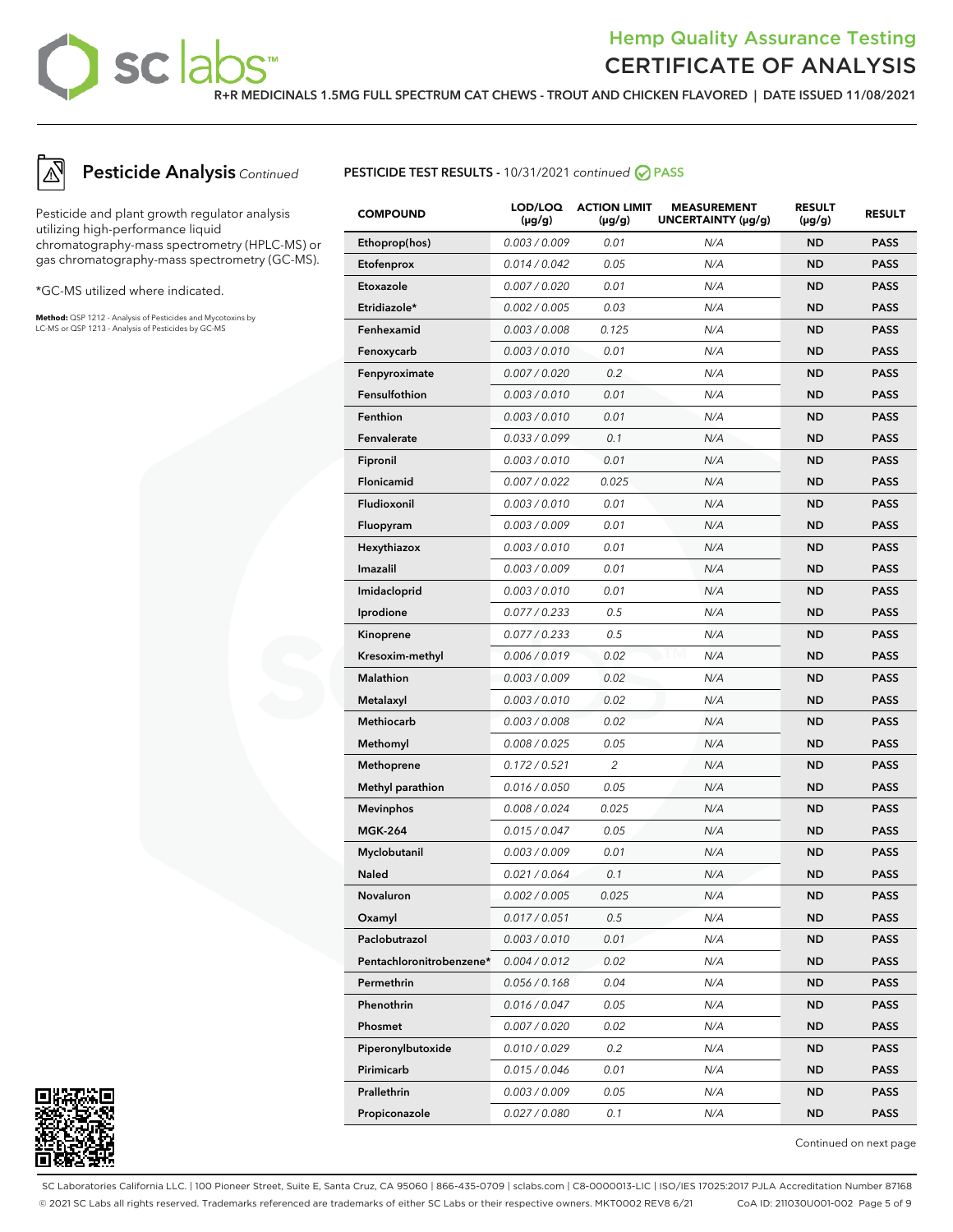## Pesticide Analysis *Continued*

Pesticide and plant growth regulator analysis utilizing high-performance liquid chromatography-mass spectrometry (HPLC-MS) or gas chromatography-mass spectrometry (GC-MS).

*GC-MS utilized where indicated.

**Method:** QSP 1212 - Analysis of Pesticides and Mycotoxins by LC-MS or QSP 1213 - Analysis of Pesticides by GC-MS

**PESTICIDE TEST RESULTS -** 10/31/2021 *continued* PASS

| COMPOUND | LOD/LOQ (µg/g) | ACTION LIMIT (µg/g) | MEASUREMENT UNCERTAINTY (µg/g) | RESULT (µg/g) | RESULT |
|---|---|---|---|---|---|
| Ethoprop(hos) | 0.003 / 0.009 | 0.01 | N/A | ND | PASS |
| Etofenprox | 0.014 / 0.042 | 0.05 | N/A | ND | PASS |
| Etoxazole | 0.007 / 0.020 | 0.01 | N/A | ND | PASS |
| Etridiazole* | 0.002 / 0.005 | 0.03 | N/A | ND | PASS |
| Fenhexamid | 0.003 / 0.008 | 0.125 | N/A | ND | PASS |
| Fenoxycarb | 0.003 / 0.010 | 0.01 | N/A | ND | PASS |
| Fenpyroximate | 0.007 / 0.020 | 0.2 | N/A | ND | PASS |
| Fensulfothion | 0.003 / 0.010 | 0.01 | N/A | ND | PASS |
| Fenthion | 0.003 / 0.010 | 0.01 | N/A | ND | PASS |
| Fenvalerate | 0.033 / 0.099 | 0.1 | N/A | ND | PASS |
| Fipronil | 0.003 / 0.010 | 0.01 | N/A | ND | PASS |
| Flonicamid | 0.007 / 0.022 | 0.025 | N/A | ND | PASS |
| Fludioxonil | 0.003 / 0.010 | 0.01 | N/A | ND | PASS |
| Fluopyram | 0.003 / 0.009 | 0.01 | N/A | ND | PASS |
| Hexythiazox | 0.003 / 0.010 | 0.01 | N/A | ND | PASS |
| Imazalil | 0.003 / 0.009 | 0.01 | N/A | ND | PASS |
| Imidacloprid | 0.003 / 0.010 | 0.01 | N/A | ND | PASS |
| Iprodione | 0.077 / 0.233 | 0.5 | N/A | ND | PASS |
| Kinoprene | 0.077 / 0.233 | 0.5 | N/A | ND | PASS |
| Kresoxim-methyl | 0.006 / 0.019 | 0.02 | N/A | ND | PASS |
| Malathion | 0.003 / 0.009 | 0.02 | N/A | ND | PASS |
| Metalaxyl | 0.003 / 0.010 | 0.02 | N/A | ND | PASS |
| Methiocarb | 0.003 / 0.008 | 0.02 | N/A | ND | PASS |
| Methomyl | 0.008 / 0.025 | 0.05 | N/A | ND | PASS |
| Methoprene | 0.172 / 0.521 | 2 | N/A | ND | PASS |
| Methyl parathion | 0.016 / 0.050 | 0.05 | N/A | ND | PASS |
| Mevinphos | 0.008 / 0.024 | 0.025 | N/A | ND | PASS |
| MGK-264 | 0.015 / 0.047 | 0.05 | N/A | ND | PASS |
| Myclobutanil | 0.003 / 0.009 | 0.01 | N/A | ND | PASS |
| Naled | 0.021 / 0.064 | 0.1 | N/A | ND | PASS |
| Novaluron | 0.002 / 0.005 | 0.025 | N/A | ND | PASS |
| Oxamyl | 0.017 / 0.051 | 0.5 | N/A | ND | PASS |
| Paclobutrazol | 0.003 / 0.010 | 0.01 | N/A | ND | PASS |
| Pentachloronitrobenzene* | 0.004 / 0.012 | 0.02 | N/A | ND | PASS |
| Permethrin | 0.056 / 0.168 | 0.04 | N/A | ND | PASS |
| Phenothrin | 0.016 / 0.047 | 0.05 | N/A | ND | PASS |
| Phosmet | 0.007 / 0.020 | 0.02 | N/A | ND | PASS |
| Piperonylbutoxide | 0.010 / 0.029 | 0.2 | N/A | ND | PASS |
| Pirimicarb | 0.015 / 0.046 | 0.01 | N/A | ND | PASS |
| Prallethrin | 0.003 / 0.009 | 0.05 | N/A | ND | PASS |
| Propiconazole | 0.027 / 0.080 | 0.1 | N/A | ND | PASS |

Continued on next page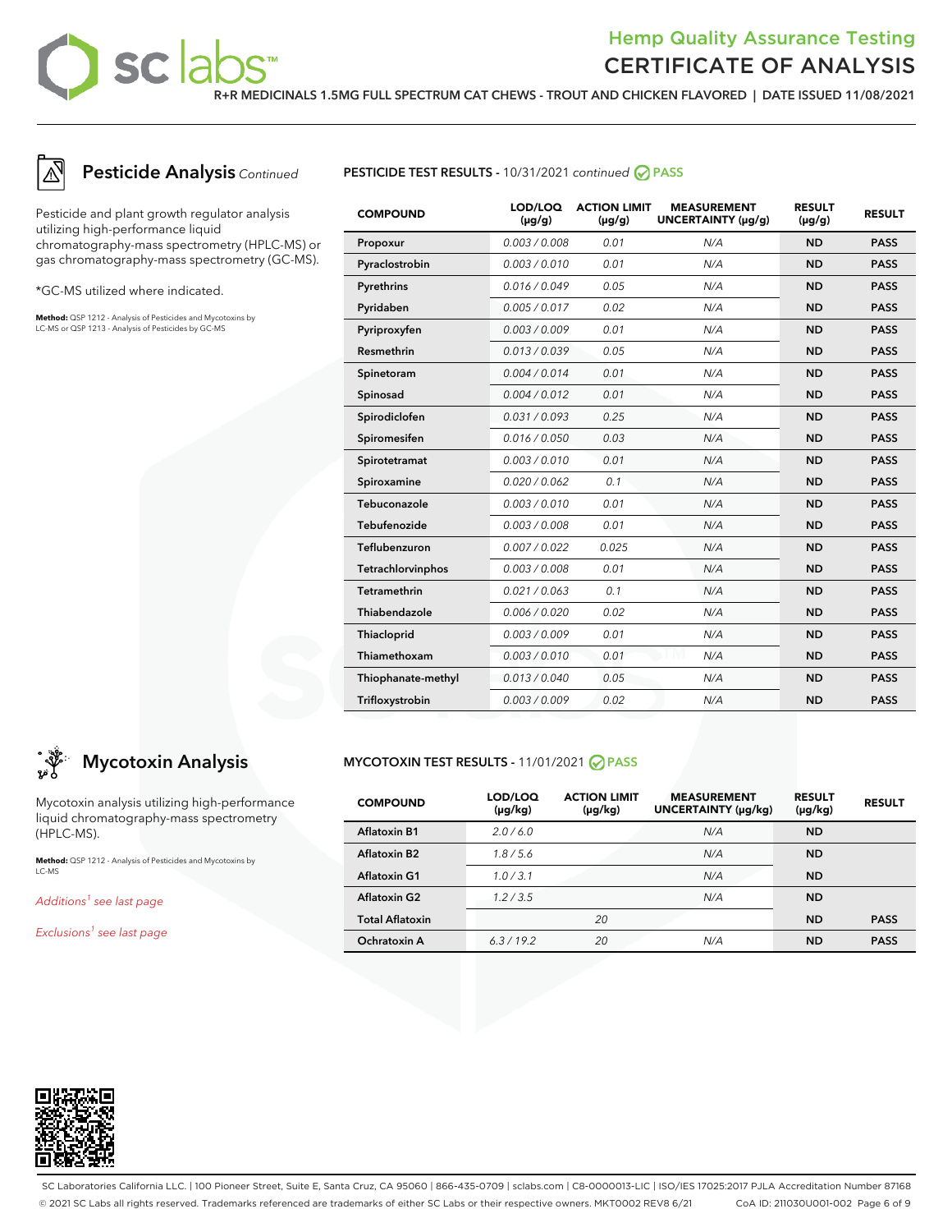# Hemp Quality Assurance Testing
# CERTIFICATE OF ANALYSIS

**R+R MEDICINALS 1.5MG FULL SPECTRUM CAT CHEWS - TROUT AND CHICKEN FLAVORED | DATE ISSUED 11/08/2021**

## Pesticide Analysis *Continued*

Pesticide and plant growth regulator analysis utilizing high-performance liquid chromatography-mass spectrometry (HPLC-MS) or gas chromatography-mass spectrometry (GC-MS).

*GC-MS utilized where indicated.

**Method:** QSP 1212 - Analysis of Pesticides and Mycotoxins by LC-MS or QSP 1213 - Analysis of Pesticides by GC-MS

**PESTICIDE TEST RESULTS -** 10/31/2021 *continued* PASS

| COMPOUND | LOD/LOQ (μg/g) | ACTION LIMIT (μg/g) | MEASUREMENT UNCERTAINTY (μg/g) | RESULT (μg/g) | RESULT |
|---|---|---|---|---|---|
| Propoxur | 0.003 / 0.008 | 0.01 | N/A | ND | PASS |
| Pyraclostrobin | 0.003 / 0.010 | 0.01 | N/A | ND | PASS |
| Pyrethrins | 0.016 / 0.049 | 0.05 | N/A | ND | PASS |
| Pyridaben | 0.005 / 0.017 | 0.02 | N/A | ND | PASS |
| Pyriproxyfen | 0.003 / 0.009 | 0.01 | N/A | ND | PASS |
| Resmethrin | 0.013 / 0.039 | 0.05 | N/A | ND | PASS |
| Spinetoram | 0.004 / 0.014 | 0.01 | N/A | ND | PASS |
| Spinosad | 0.004 / 0.012 | 0.01 | N/A | ND | PASS |
| Spirodiclofen | 0.031 / 0.093 | 0.25 | N/A | ND | PASS |
| Spiromesifen | 0.016 / 0.050 | 0.03 | N/A | ND | PASS |
| Spirotetramat | 0.003 / 0.010 | 0.01 | N/A | ND | PASS |
| Spiroxamine | 0.020 / 0.062 | 0.1 | N/A | ND | PASS |
| Tebuconazole | 0.003 / 0.010 | 0.01 | N/A | ND | PASS |
| Tebufenozide | 0.003 / 0.008 | 0.01 | N/A | ND | PASS |
| Teflubenzuron | 0.007 / 0.022 | 0.025 | N/A | ND | PASS |
| Tetrachlorvinphos | 0.003 / 0.008 | 0.01 | N/A | ND | PASS |
| Tetramethrin | 0.021 / 0.063 | 0.1 | N/A | ND | PASS |
| Thiabendazole | 0.006 / 0.020 | 0.02 | N/A | ND | PASS |
| Thiacloprid | 0.003 / 0.009 | 0.01 | N/A | ND | PASS |
| Thiamethoxam | 0.003 / 0.010 | 0.01 | N/A | ND | PASS |
| Thiophanate-methyl | 0.013 / 0.040 | 0.05 | N/A | ND | PASS |
| Trifloxystrobin | 0.003 / 0.009 | 0.02 | N/A | ND | PASS |

## Mycotoxin Analysis

Mycotoxin analysis utilizing high-performance liquid chromatography-mass spectrometry (HPLC-MS).

**Method:** QSP 1212 - Analysis of Pesticides and Mycotoxins by LC-MS

*Additions[1] see last page*

*Exclusions[1] see last page*

**MYCOTOXIN TEST RESULTS -** 11/01/2021 PASS

| COMPOUND | LOD/LOQ (μg/kg) | ACTION LIMIT (μg/kg) | MEASUREMENT UNCERTAINTY (μg/kg) | RESULT (μg/kg) | RESULT |
|---|---|---|---|---|---|
| Aflatoxin B1 | 2.0 / 6.0 | | N/A | ND | |
| Aflatoxin B2 | 1.8 / 5.6 | | N/A | ND | |
| Aflatoxin G1 | 1.0 / 3.1 | | N/A | ND | |
| Aflatoxin G2 | 1.2 / 3.5 | | N/A | ND | |
| Total Aflatoxin | | 20 | | ND | PASS |
| Ochratoxin A | 6.3 / 19.2 | 20 | N/A | ND | PASS |

SC Laboratories California LLC. | 100 Pioneer Street, Suite E, Santa Cruz, CA 95060 | 866-435-0709 | sclabs.com | C8-0000013-LIC | ISO/IES 17025:2017 PJLA Accreditation Number 87168
© 2021 SC Labs all rights reserved. Trademarks referenced are trademarks of either SC Labs or their respective owners. MKT0002 REV8 6/21 CoA ID: 211030U001-002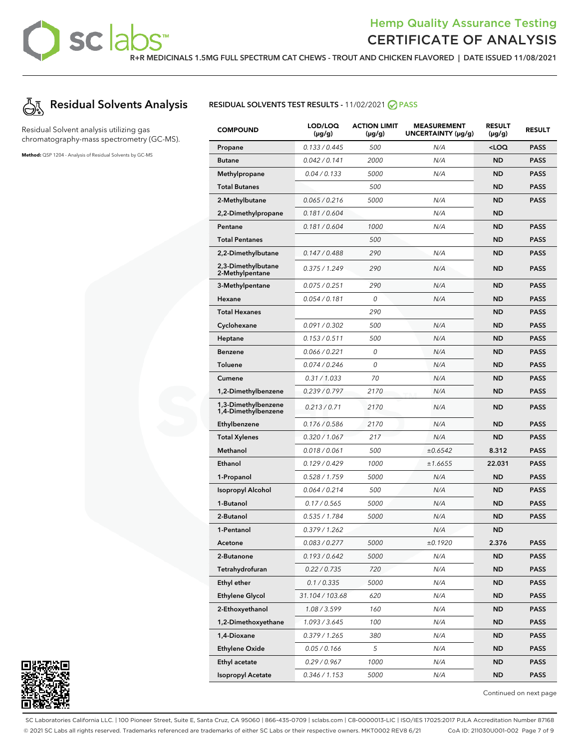# Hemp Quality Assurance Testing
# CERTIFICATE OF ANALYSIS

**R+R MEDICINALS 1.5MG FULL SPECTRUM CAT CHEWS - TROUT AND CHICKEN FLAVORED | DATE ISSUED 11/08/2021**

## Residual Solvents Analysis

Residual Solvent analysis utilizing gas chromatography-mass spectrometry (GC-MS).

**Method:** QSP 1204 - Analysis of Residual Solvents by GC-MS

### RESIDUAL SOLVENTS TEST RESULTS - 11/02/2021 PASS

| COMPOUND | LOD/LOQ (µg/g) | ACTION LIMIT (µg/g) | MEASUREMENT UNCERTAINTY (µg/g) | RESULT (µg/g) | RESULT |
|---|---|---|---|---|---|
| Propane | 0.133 / 0.445 | 500 | N/A | <LOQ | PASS |
| Butane | 0.042 / 0.141 | 2000 | N/A | ND | PASS |
| Methylpropane | 0.04 / 0.133 | 5000 | N/A | ND | PASS |
| Total Butanes | | 500 | | ND | PASS |
| 2-Methylbutane | 0.065 / 0.216 | 5000 | N/A | ND | PASS |
| 2,2-Dimethylpropane | 0.181 / 0.604 | | N/A | ND | |
| Pentane | 0.181 / 0.604 | 1000 | N/A | ND | PASS |
| Total Pentanes | | 500 | | ND | PASS |
| 2,2-Dimethylbutane | 0.147 / 0.488 | 290 | N/A | ND | PASS |
| 2,3-Dimethylbutane 2-Methylpentane | 0.375 / 1.249 | 290 | N/A | ND | PASS |
| 3-Methylpentane | 0.075 / 0.251 | 290 | N/A | ND | PASS |
| Hexane | 0.054 / 0.181 | 0 | N/A | ND | PASS |
| Total Hexanes | | 290 | | ND | PASS |
| Cyclohexane | 0.091 / 0.302 | 500 | N/A | ND | PASS |
| Heptane | 0.153 / 0.511 | 500 | N/A | ND | PASS |
| Benzene | 0.066 / 0.221 | 0 | N/A | ND | PASS |
| Toluene | 0.074 / 0.246 | 0 | N/A | ND | PASS |
| Cumene | 0.31 / 1.033 | 70 | N/A | ND | PASS |
| 1,2-Dimethylbenzene | 0.239 / 0.797 | 2170 | N/A | ND | PASS |
| 1,3-Dimethylbenzene 1,4-Dimethylbenzene | 0.213 / 0.71 | 2170 | N/A | ND | PASS |
| Ethylbenzene | 0.176 / 0.586 | 2170 | N/A | ND | PASS |
| Total Xylenes | 0.320 / 1.067 | 217 | N/A | ND | PASS |
| Methanol | 0.018 / 0.061 | 500 | ±0.6542 | 8.312 | PASS |
| Ethanol | 0.129 / 0.429 | 1000 | ±1.6655 | 22.031 | PASS |
| 1-Propanol | 0.528 / 1.759 | 5000 | N/A | ND | PASS |
| Isopropyl Alcohol | 0.064 / 0.214 | 500 | N/A | ND | PASS |
| 1-Butanol | 0.17 / 0.565 | 5000 | N/A | ND | PASS |
| 2-Butanol | 0.535 / 1.784 | 5000 | N/A | ND | PASS |
| 1-Pentanol | 0.379 / 1.262 | | N/A | ND | |
| Acetone | 0.083 / 0.277 | 5000 | ±0.1920 | 2.376 | PASS |
| 2-Butanone | 0.193 / 0.642 | 5000 | N/A | ND | PASS |
| Tetrahydrofuran | 0.22 / 0.735 | 720 | N/A | ND | PASS |
| Ethyl ether | 0.1 / 0.335 | 5000 | N/A | ND | PASS |
| Ethylene Glycol | 31.104 / 103.68 | 620 | N/A | ND | PASS |
| 2-Ethoxyethanol | 1.08 / 3.599 | 160 | N/A | ND | PASS |
| 1,2-Dimethoxyethane | 1.093 / 3.645 | 100 | N/A | ND | PASS |
| 1,4-Dioxane | 0.379 / 1.265 | 380 | N/A | ND | PASS |
| Ethylene Oxide | 0.05 / 0.166 | 5 | N/A | ND | PASS |
| Ethyl acetate | 0.29 / 0.967 | 1000 | N/A | ND | PASS |
| Isopropyl Acetate | 0.346 / 1.153 | 5000 | N/A | ND | PASS |

Continued on next page

SC Laboratories California LLC. | 100 Pioneer Street, Suite E, Santa Cruz, CA 95060 | 866-435-0709 | sclabs.com | C8-0000013-LIC | ISO/IES 17025:2017 PJLA Accreditation Number 87168
© 2021 SC Labs all rights reserved. Trademarks referenced are trademarks of either SC Labs or their respective owners. MKT0002 REV8 6/21 CoA ID: 211030U001-002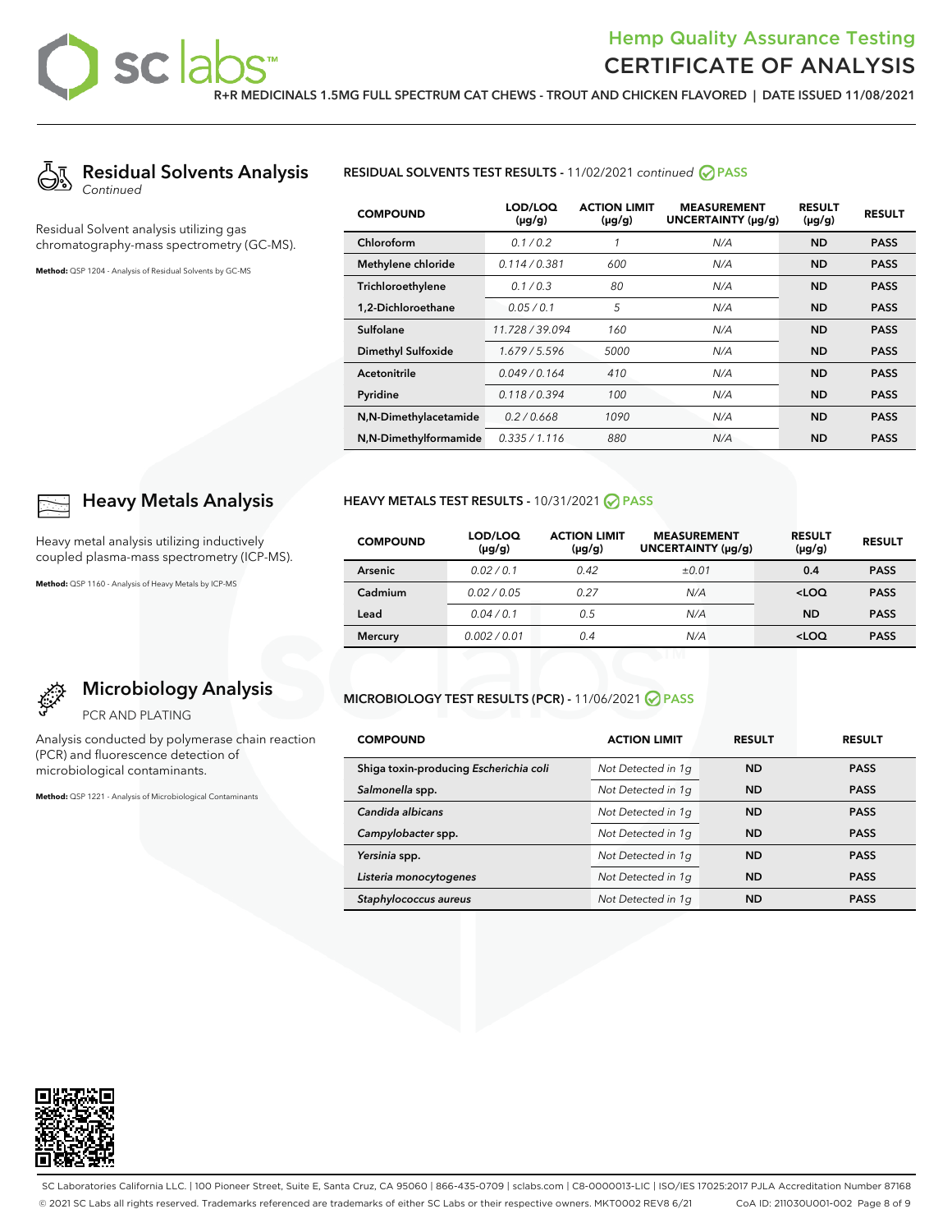# Hemp Quality Assurance Testing
# CERTIFICATE OF ANALYSIS

**R+R MEDICINALS 1.5MG FULL SPECTRUM CAT CHEWS - TROUT AND CHICKEN FLAVORED | DATE ISSUED 11/08/2021**

## Residual Solvents Analysis

*Continued*

Residual Solvent analysis utilizing gas chromatography-mass spectrometry (GC-MS).

**Method:** QSP 1204 - Analysis of Residual Solvents by GC-MS

**RESIDUAL SOLVENTS TEST RESULTS** - 11/02/2021 *continued* PASS

| COMPOUND | LOD/LOQ (μg/g) | ACTION LIMIT (μg/g) | MEASUREMENT UNCERTAINTY (μg/g) | RESULT (μg/g) | RESULT |
|---|---|---|---|---|---|
| Chloroform | 0.1 / 0.2 | 1 | N/A | ND | PASS |
| Methylene chloride | 0.114 / 0.381 | 600 | N/A | ND | PASS |
| Trichloroethylene | 0.1 / 0.3 | 80 | N/A | ND | PASS |
| 1,2-Dichloroethane | 0.05 / 0.1 | 5 | N/A | ND | PASS |
| Sulfolane | 11.728 / 39.094 | 160 | N/A | ND | PASS |
| Dimethyl Sulfoxide | 1.679 / 5.596 | 5000 | N/A | ND | PASS |
| Acetonitrile | 0.049 / 0.164 | 410 | N/A | ND | PASS |
| Pyridine | 0.118 / 0.394 | 100 | N/A | ND | PASS |
| N,N-Dimethylacetamide | 0.2 / 0.668 | 1090 | N/A | ND | PASS |
| N,N-Dimethylformamide | 0.335 / 1.116 | 880 | N/A | ND | PASS |

## Heavy Metals Analysis

Heavy metal analysis utilizing inductively coupled plasma-mass spectrometry (ICP-MS).

**Method:** QSP 1160 - Analysis of Heavy Metals by ICP-MS

**HEAVY METALS TEST RESULTS** - 10/31/2021 PASS

| COMPOUND | LOD/LOQ (μg/g) | ACTION LIMIT (μg/g) | MEASUREMENT UNCERTAINTY (μg/g) | RESULT (μg/g) | RESULT |
|---|---|---|---|---|---|
| Arsenic | 0.02 / 0.1 | 0.42 | ±0.01 | 0.4 | PASS |
| Cadmium | 0.02 / 0.05 | 0.27 | N/A | <LOQ | PASS |
| Lead | 0.04 / 0.1 | 0.5 | N/A | ND | PASS |
| Mercury | 0.002 / 0.01 | 0.4 | N/A | <LOQ | PASS |

## Microbiology Analysis

PCR AND PLATING

Analysis conducted by polymerase chain reaction (PCR) and fluorescence detection of microbiological contaminants.

**Method:** QSP 1221 - Analysis of Microbiological Contaminants

**MICROBIOLOGY TEST RESULTS (PCR)** - 11/06/2021 PASS

| COMPOUND | ACTION LIMIT | RESULT | RESULT |
|---|---|---|---|
| Shiga toxin-producing *Escherichia coli* | Not Detected in 1g | ND | PASS |
| *Salmonella* spp. | Not Detected in 1g | ND | PASS |
| *Candida albicans* | Not Detected in 1g | ND | PASS |
| *Campylobacter* spp. | Not Detected in 1g | ND | PASS |
| *Yersinia* spp. | Not Detected in 1g | ND | PASS |
| *Listeria monocytogenes* | Not Detected in 1g | ND | PASS |
| *Staphylococcus aureus* | Not Detected in 1g | ND | PASS |

SC Laboratories California LLC. | 100 Pioneer Street, Suite E, Santa Cruz, CA 95060 | 866-435-0709 | sclabs.com | C8-0000013-LIC | ISO/IES 17025:2017 PJLA Accreditation Number 87168

© 2021 SC Labs all rights reserved. Trademarks referenced are trademarks of either SC Labs or their respective owners. MKT0002 REV8 6/21 CoA ID: 211030U001-002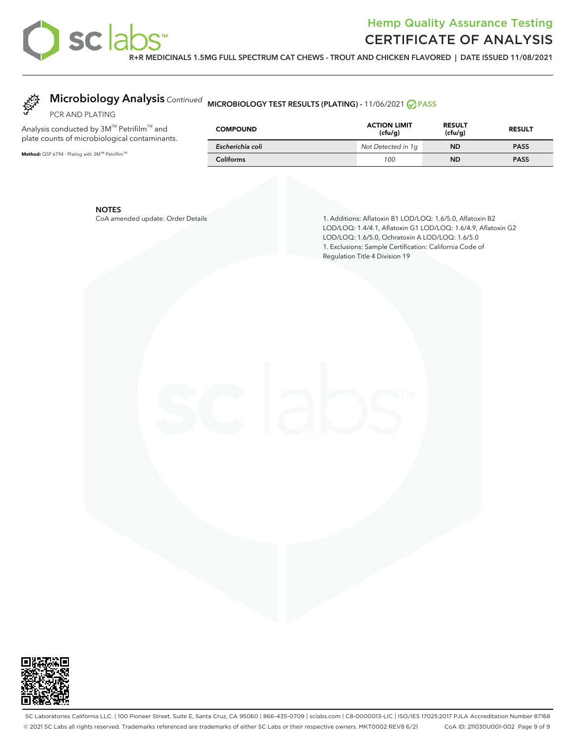## Microbiology Analysis *Continued*

PCR AND PLATING

Analysis conducted by 3M™ Petrifilm™ and plate counts of microbiological contaminants.

**Method:** QSP 6794 - Plating with 3M™ Petrifilm™

**MICROBIOLOGY TEST RESULTS (PLATING)** - 11/06/2021 **PASS**

| COMPOUND | ACTION LIMIT (cfu/g) | RESULT (cfu/g) | RESULT |
|---|---|---|---|
| *Escherichia coli* | *Not Detected in 1g* | **ND** | **PASS** |
| Coliforms | *100* | **ND** | **PASS** |

**NOTES**

CoA amended update: Order Details

1. Additions: Aflatoxin B1 LOD/LOQ: 1.6/5.0, Aflatoxin B2 LOD/LOQ: 1.4/4.1, Aflatoxin G1 LOD/LOQ: 1.6/4.9, Aflatoxin G2 LOD/LOQ: 1.6/5.0, Ochratoxin A LOD/LOQ: 1.6/5.0
1. Exclusions: Sample Certification: California Code of Regulation Title 4 Division 19